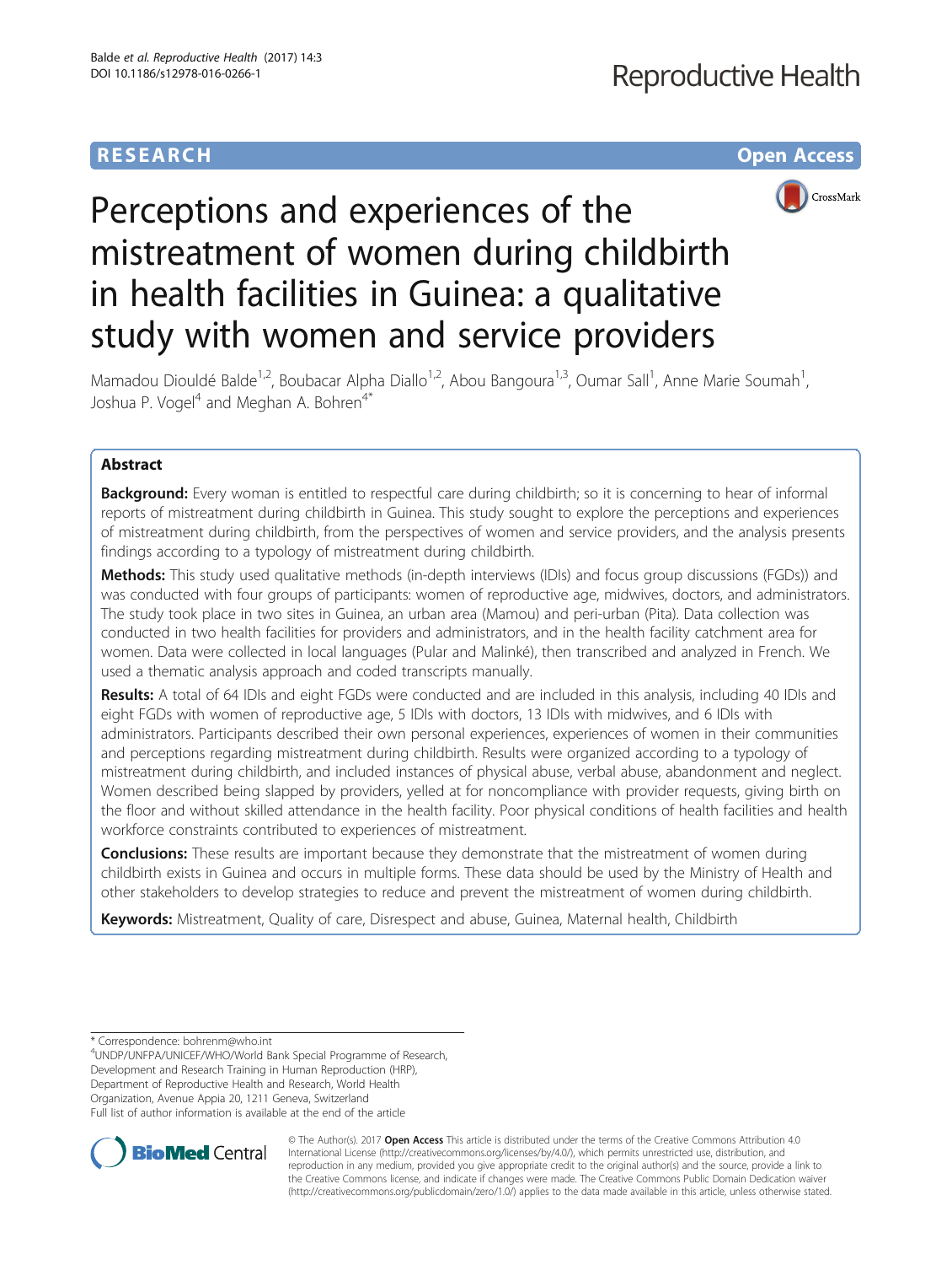RESEARCH

Open Access

# Perceptions and experiences of the mistreatment of women during childbirth in health facilities in Guinea: a qualitative study with women and service providers

Mamadou Diouldé Balde[1,2], Boubacar Alpha Diallo[1,2], Abou Bangoura[1,3], Oumar Sall[1], Anne Marie Soumah[1], Joshua P. Vogel[4] and Meghan A. Bohren[4*]

## Abstract

**Background:** Every woman is entitled to respectful care during childbirth; so it is concerning to hear of informal reports of mistreatment during childbirth in Guinea. This study sought to explore the perceptions and experiences of mistreatment during childbirth, from the perspectives of women and service providers, and the analysis presents findings according to a typology of mistreatment during childbirth.

**Methods:** This study used qualitative methods (in-depth interviews (IDIs) and focus group discussions (FGDs)) and was conducted with four groups of participants: women of reproductive age, midwives, doctors, and administrators. The study took place in two sites in Guinea, an urban area (Mamou) and peri-urban (Pita). Data collection was conducted in two health facilities for providers and administrators, and in the health facility catchment area for women. Data were collected in local languages (Pular and Malinké), then transcribed and analyzed in French. We used a thematic analysis approach and coded transcripts manually.

**Results:** A total of 64 IDIs and eight FGDs were conducted and are included in this analysis, including 40 IDIs and eight FGDs with women of reproductive age, 5 IDIs with doctors, 13 IDIs with midwives, and 6 IDIs with administrators. Participants described their own personal experiences, experiences of women in their communities and perceptions regarding mistreatment during childbirth. Results were organized according to a typology of mistreatment during childbirth, and included instances of physical abuse, verbal abuse, abandonment and neglect. Women described being slapped by providers, yelled at for noncompliance with provider requests, giving birth on the floor and without skilled attendance in the health facility. Poor physical conditions of health facilities and health workforce constraints contributed to experiences of mistreatment.

**Conclusions:** These results are important because they demonstrate that the mistreatment of women during childbirth exists in Guinea and occurs in multiple forms. These data should be used by the Ministry of Health and other stakeholders to develop strategies to reduce and prevent the mistreatment of women during childbirth.

**Keywords:** Mistreatment, Quality of care, Disrespect and abuse, Guinea, Maternal health, Childbirth

---

\* Correspondence: bohrenm@who.int

[4]UNDP/UNFPA/UNICEF/WHO/World Bank Special Programme of Research, Development and Research Training in Human Reproduction (HRP), Department of Reproductive Health and Research, World Health Organization, Avenue Appia 20, 1211 Geneva, Switzerland

Full list of author information is available at the end of the article

© The Author(s). 2017 **Open Access** This article is distributed under the terms of the Creative Commons Attribution 4.0 International License (http://creativecommons.org/licenses/by/4.0/), which permits unrestricted use, distribution, and reproduction in any medium, provided you give appropriate credit to the original author(s) and the source, provide a link to the Creative Commons license, and indicate if changes were made. The Creative Commons Public Domain Dedication waiver (http://creativecommons.org/publicdomain/zero/1.0/) applies to the data made available in this article, unless otherwise stated.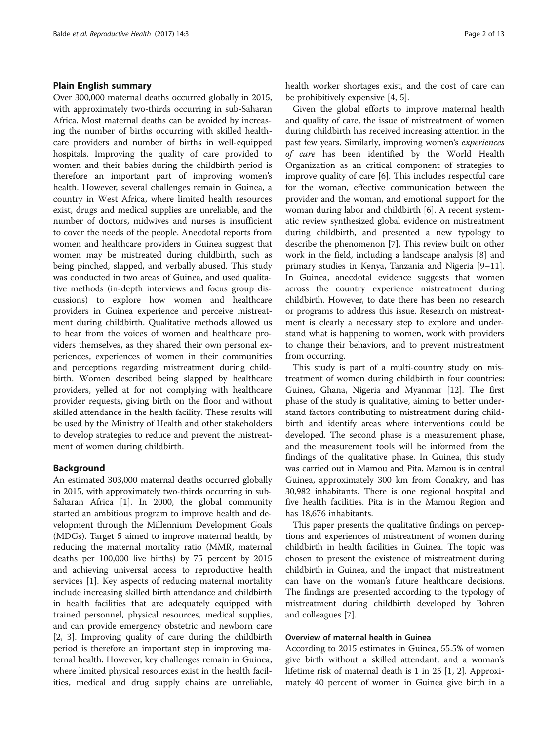## Plain English summary

Over 300,000 maternal deaths occurred globally in 2015, with approximately two-thirds occurring in sub-Saharan Africa. Most maternal deaths can be avoided by increasing the number of births occurring with skilled healthcare providers and number of births in well-equipped hospitals. Improving the quality of care provided to women and their babies during the childbirth period is therefore an important part of improving women's health. However, several challenges remain in Guinea, a country in West Africa, where limited health resources exist, drugs and medical supplies are unreliable, and the number of doctors, midwives and nurses is insufficient to cover the needs of the people. Anecdotal reports from women and healthcare providers in Guinea suggest that women may be mistreated during childbirth, such as being pinched, slapped, and verbally abused. This study was conducted in two areas of Guinea, and used qualitative methods (in-depth interviews and focus group discussions) to explore how women and healthcare providers in Guinea experience and perceive mistreatment during childbirth. Qualitative methods allowed us to hear from the voices of women and healthcare providers themselves, as they shared their own personal experiences, experiences of women in their communities and perceptions regarding mistreatment during childbirth. Women described being slapped by healthcare providers, yelled at for not complying with healthcare provider requests, giving birth on the floor and without skilled attendance in the health facility. These results will be used by the Ministry of Health and other stakeholders to develop strategies to reduce and prevent the mistreatment of women during childbirth.

## Background

An estimated 303,000 maternal deaths occurred globally in 2015, with approximately two-thirds occurring in sub-Saharan Africa [1]. In 2000, the global community started an ambitious program to improve health and development through the Millennium Development Goals (MDGs). Target 5 aimed to improve maternal health, by reducing the maternal mortality ratio (MMR, maternal deaths per 100,000 live births) by 75 percent by 2015 and achieving universal access to reproductive health services [1]. Key aspects of reducing maternal mortality include increasing skilled birth attendance and childbirth in health facilities that are adequately equipped with trained personnel, physical resources, medical supplies, and can provide emergency obstetric and newborn care [2, 3]. Improving quality of care during the childbirth period is therefore an important step in improving maternal health. However, key challenges remain in Guinea, where limited physical resources exist in the health facilities, medical and drug supply chains are unreliable, health worker shortages exist, and the cost of care can be prohibitively expensive [4, 5].

Given the global efforts to improve maternal health and quality of care, the issue of mistreatment of women during childbirth has received increasing attention in the past few years. Similarly, improving women's *experiences of care* has been identified by the World Health Organization as an critical component of strategies to improve quality of care [6]. This includes respectful care for the woman, effective communication between the provider and the woman, and emotional support for the woman during labor and childbirth [6]. A recent systematic review synthesized global evidence on mistreatment during childbirth, and presented a new typology to describe the phenomenon [7]. This review built on other work in the field, including a landscape analysis [8] and primary studies in Kenya, Tanzania and Nigeria [9–11]. In Guinea, anecdotal evidence suggests that women across the country experience mistreatment during childbirth. However, to date there has been no research or programs to address this issue. Research on mistreatment is clearly a necessary step to explore and understand what is happening to women, work with providers to change their behaviors, and to prevent mistreatment from occurring.

This study is part of a multi-country study on mistreatment of women during childbirth in four countries: Guinea, Ghana, Nigeria and Myanmar [12]. The first phase of the study is qualitative, aiming to better understand factors contributing to mistreatment during childbirth and identify areas where interventions could be developed. The second phase is a measurement phase, and the measurement tools will be informed from the findings of the qualitative phase. In Guinea, this study was carried out in Mamou and Pita. Mamou is in central Guinea, approximately 300 km from Conakry, and has 30,982 inhabitants. There is one regional hospital and five health facilities. Pita is in the Mamou Region and has 18,676 inhabitants.

This paper presents the qualitative findings on perceptions and experiences of mistreatment of women during childbirth in health facilities in Guinea. The topic was chosen to present the existence of mistreatment during childbirth in Guinea, and the impact that mistreatment can have on the woman's future healthcare decisions. The findings are presented according to the typology of mistreatment during childbirth developed by Bohren and colleagues [7].

### Overview of maternal health in Guinea

According to 2015 estimates in Guinea, 55.5% of women give birth without a skilled attendant, and a woman's lifetime risk of maternal death is 1 in 25 [1, 2]. Approximately 40 percent of women in Guinea give birth in a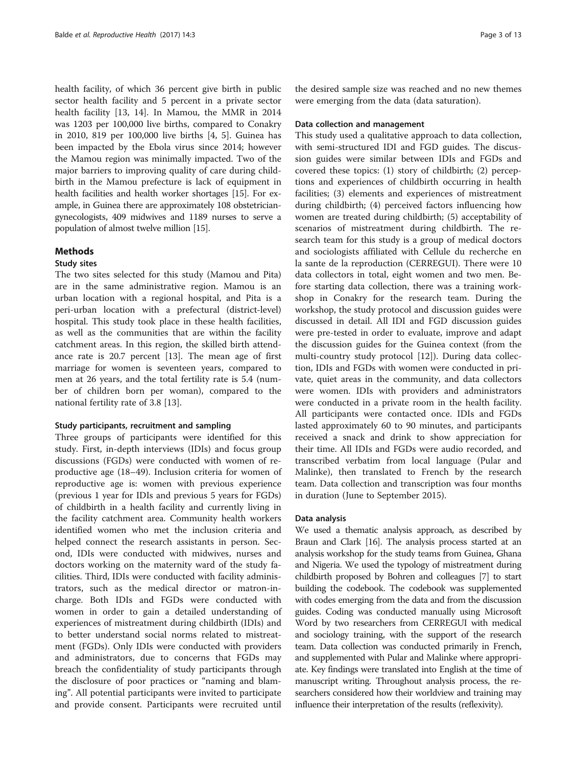health facility, of which 36 percent give birth in public sector health facility and 5 percent in a private sector health facility [13, 14]. In Mamou, the MMR in 2014 was 1203 per 100,000 live births, compared to Conakry in 2010, 819 per 100,000 live births [4, 5]. Guinea has been impacted by the Ebola virus since 2014; however the Mamou region was minimally impacted. Two of the major barriers to improving quality of care during childbirth in the Mamou prefecture is lack of equipment in health facilities and health worker shortages [15]. For example, in Guinea there are approximately 108 obstetrician-gynecologists, 409 midwives and 1189 nurses to serve a population of almost twelve million [15].

## Methods

### Study sites

The two sites selected for this study (Mamou and Pita) are in the same administrative region. Mamou is an urban location with a regional hospital, and Pita is a peri-urban location with a prefectural (district-level) hospital. This study took place in these health facilities, as well as the communities that are within the facility catchment areas. In this region, the skilled birth attendance rate is 20.7 percent [13]. The mean age of first marriage for women is seventeen years, compared to men at 26 years, and the total fertility rate is 5.4 (number of children born per woman), compared to the national fertility rate of 3.8 [13].

#### Study participants, recruitment and sampling

Three groups of participants were identified for this study. First, in-depth interviews (IDIs) and focus group discussions (FGDs) were conducted with women of reproductive age (18–49). Inclusion criteria for women of reproductive age is: women with previous experience (previous 1 year for IDIs and previous 5 years for FGDs) of childbirth in a health facility and currently living in the facility catchment area. Community health workers identified women who met the inclusion criteria and helped connect the research assistants in person. Second, IDIs were conducted with midwives, nurses and doctors working on the maternity ward of the study facilities. Third, IDIs were conducted with facility administrators, such as the medical director or matron-in-charge. Both IDIs and FGDs were conducted with women in order to gain a detailed understanding of experiences of mistreatment during childbirth (IDIs) and to better understand social norms related to mistreatment (FGDs). Only IDIs were conducted with providers and administrators, due to concerns that FGDs may breach the confidentiality of study participants through the disclosure of poor practices or "naming and blaming". All potential participants were invited to participate and provide consent. Participants were recruited until the desired sample size was reached and no new themes were emerging from the data (data saturation).

#### Data collection and management

This study used a qualitative approach to data collection, with semi-structured IDI and FGD guides. The discussion guides were similar between IDIs and FGDs and covered these topics: (1) story of childbirth; (2) perceptions and experiences of childbirth occurring in health facilities; (3) elements and experiences of mistreatment during childbirth; (4) perceived factors influencing how women are treated during childbirth; (5) acceptability of scenarios of mistreatment during childbirth. The research team for this study is a group of medical doctors and sociologists affiliated with Cellule du recherche en la sante de la reproduction (CERREGUI). There were 10 data collectors in total, eight women and two men. Before starting data collection, there was a training workshop in Conakry for the research team. During the workshop, the study protocol and discussion guides were discussed in detail. All IDI and FGD discussion guides were pre-tested in order to evaluate, improve and adapt the discussion guides for the Guinea context (from the multi-country study protocol [12]). During data collection, IDIs and FGDs with women were conducted in private, quiet areas in the community, and data collectors were women. IDIs with providers and administrators were conducted in a private room in the health facility. All participants were contacted once. IDIs and FGDs lasted approximately 60 to 90 minutes, and participants received a snack and drink to show appreciation for their time. All IDIs and FGDs were audio recorded, and transcribed verbatim from local language (Pular and Malinke), then translated to French by the research team. Data collection and transcription was four months in duration (June to September 2015).

#### Data analysis

We used a thematic analysis approach, as described by Braun and Clark [16]. The analysis process started at an analysis workshop for the study teams from Guinea, Ghana and Nigeria. We used the typology of mistreatment during childbirth proposed by Bohren and colleagues [7] to start building the codebook. The codebook was supplemented with codes emerging from the data and from the discussion guides. Coding was conducted manually using Microsoft Word by two researchers from CERREGUI with medical and sociology training, with the support of the research team. Data collection was conducted primarily in French, and supplemented with Pular and Malinke where appropriate. Key findings were translated into English at the time of manuscript writing. Throughout analysis process, the researchers considered how their worldview and training may influence their interpretation of the results (reflexivity).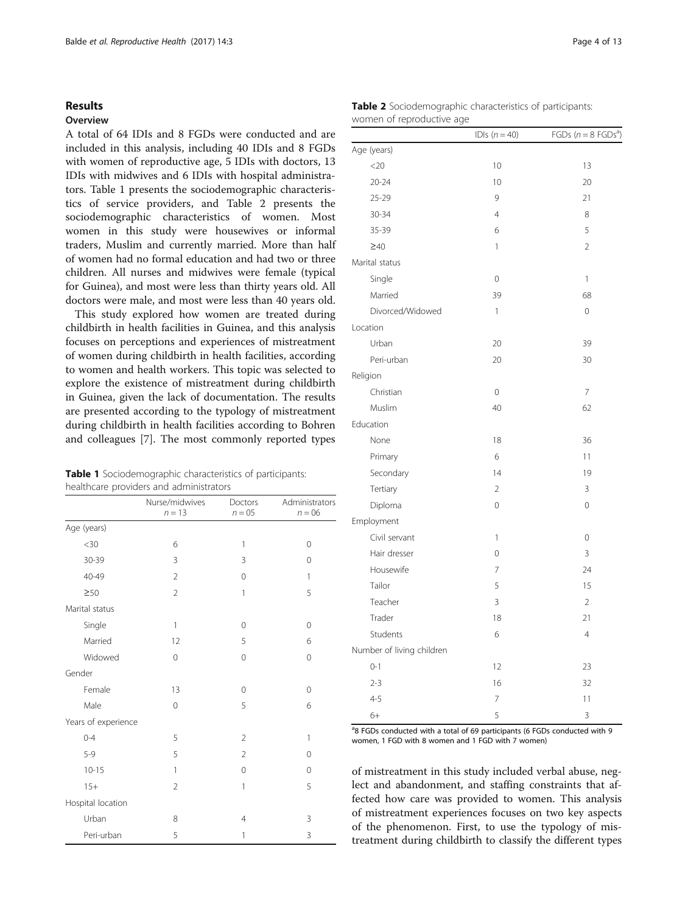## Results

### Overview

A total of 64 IDIs and 8 FGDs were conducted and are included in this analysis, including 40 IDIs and 8 FGDs with women of reproductive age, 5 IDIs with doctors, 13 IDIs with midwives and 6 IDIs with hospital administrators. Table 1 presents the sociodemographic characteristics of service providers, and Table 2 presents the sociodemographic characteristics of women. Most women in this study were housewives or informal traders, Muslim and currently married. More than half of women had no formal education and had two or three children. All nurses and midwives were female (typical for Guinea), and most were less than thirty years old. All doctors were male, and most were less than 40 years old.

This study explored how women are treated during childbirth in health facilities in Guinea, and this analysis focuses on perceptions and experiences of mistreatment of women during childbirth in health facilities, according to women and health workers. This topic was selected to explore the existence of mistreatment during childbirth in Guinea, given the lack of documentation. The results are presented according to the typology of mistreatment during childbirth in health facilities according to Bohren and colleagues [7]. The most commonly reported types of mistreatment in this study included verbal abuse, neglect and abandonment, and staffing constraints that affected how care was provided to women. This analysis of mistreatment experiences focuses on two key aspects of the phenomenon. First, to use the typology of mistreatment during childbirth to classify the different types

**Table 1** Sociodemographic characteristics of participants: healthcare providers and administrators

| | Nurse/midwives $n = 13$ | Doctors $n = 05$ | Administrators $n = 06$ |
|---|---|---|---|
| Age (years) | | | |
| <30 | 6 | 1 | 0 |
| 30-39 | 3 | 3 | 0 |
| 40-49 | 2 | 0 | 1 |
| ≥50 | 2 | 1 | 5 |
| Marital status | | | |
| Single | 1 | 0 | 0 |
| Married | 12 | 5 | 6 |
| Widowed | 0 | 0 | 0 |
| Gender | | | |
| Female | 13 | 0 | 0 |
| Male | 0 | 5 | 6 |
| Years of experience | | | |
| 0-4 | 5 | 2 | 1 |
| 5-9 | 5 | 2 | 0 |
| 10-15 | 1 | 0 | 0 |
| 15+ | 2 | 1 | 5 |
| Hospital location | | | |
| Urban | 8 | 4 | 3 |
| Peri-urban | 5 | 1 | 3 |

**Table 2** Sociodemographic characteristics of participants: women of reproductive age

| | IDIs ($n = 40$) | FGDs ($n = 8$ FGDs[a]) |
|---|---|---|
| Age (years) | | |
| <20 | 10 | 13 |
| 20-24 | 10 | 20 |
| 25-29 | 9 | 21 |
| 30-34 | 4 | 8 |
| 35-39 | 6 | 5 |
| ≥40 | 1 | 2 |
| Marital status | | |
| Single | 0 | 1 |
| Married | 39 | 68 |
| Divorced/Widowed | 1 | 0 |
| Location | | |
| Urban | 20 | 39 |
| Peri-urban | 20 | 30 |
| Religion | | |
| Christian | 0 | 7 |
| Muslim | 40 | 62 |
| Education | | |
| None | 18 | 36 |
| Primary | 6 | 11 |
| Secondary | 14 | 19 |
| Tertiary | 2 | 3 |
| Diploma | 0 | 0 |
| Employment | | |
| Civil servant | 1 | 0 |
| Hair dresser | 0 | 3 |
| Housewife | 7 | 24 |
| Tailor | 5 | 15 |
| Teacher | 3 | 2 |
| Trader | 18 | 21 |
| Students | 6 | 4 |
| Number of living children | | |
| 0-1 | 12 | 23 |
| 2-3 | 16 | 32 |
| 4-5 | 7 | 11 |
| 6+ | 5 | 3 |

[a]8 FGDs conducted with a total of 69 participants (6 FGDs conducted with 9 women, 1 FGD with 8 women and 1 FGD with 7 women)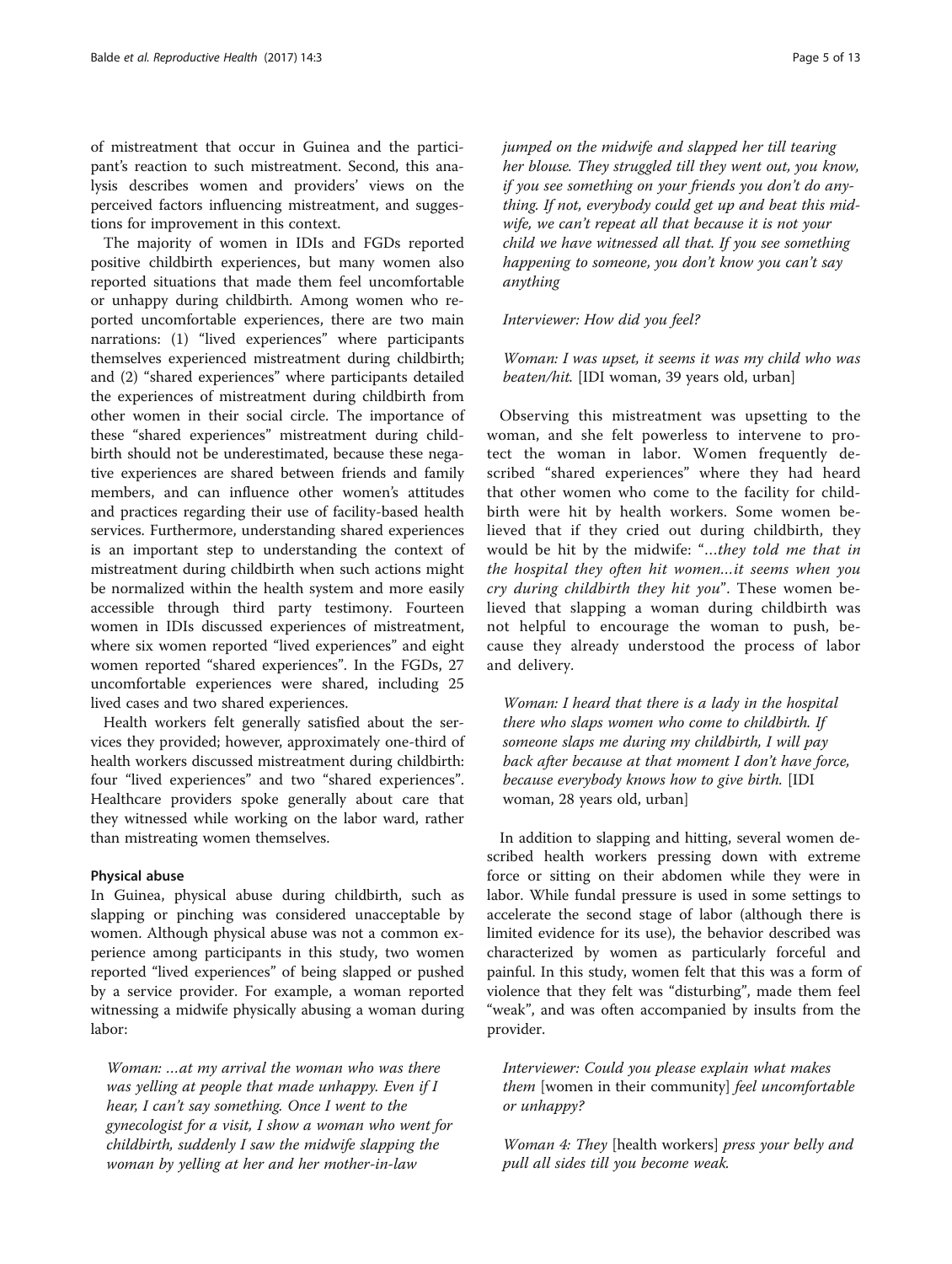of mistreatment that occur in Guinea and the participant's reaction to such mistreatment. Second, this analysis describes women and providers' views on the perceived factors influencing mistreatment, and suggestions for improvement in this context.

The majority of women in IDIs and FGDs reported positive childbirth experiences, but many women also reported situations that made them feel uncomfortable or unhappy during childbirth. Among women who reported uncomfortable experiences, there are two main narrations: (1) "lived experiences" where participants themselves experienced mistreatment during childbirth; and (2) "shared experiences" where participants detailed the experiences of mistreatment during childbirth from other women in their social circle. The importance of these "shared experiences" mistreatment during childbirth should not be underestimated, because these negative experiences are shared between friends and family members, and can influence other women's attitudes and practices regarding their use of facility-based health services. Furthermore, understanding shared experiences is an important step to understanding the context of mistreatment during childbirth when such actions might be normalized within the health system and more easily accessible through third party testimony. Fourteen women in IDIs discussed experiences of mistreatment, where six women reported "lived experiences" and eight women reported "shared experiences". In the FGDs, 27 uncomfortable experiences were shared, including 25 lived cases and two shared experiences.

Health workers felt generally satisfied about the services they provided; however, approximately one-third of health workers discussed mistreatment during childbirth: four "lived experiences" and two "shared experiences". Healthcare providers spoke generally about care that they witnessed while working on the labor ward, rather than mistreating women themselves.

#### Physical abuse

In Guinea, physical abuse during childbirth, such as slapping or pinching was considered unacceptable by women. Although physical abuse was not a common experience among participants in this study, two women reported "lived experiences" of being slapped or pushed by a service provider. For example, a woman reported witnessing a midwife physically abusing a woman during labor:

> *Woman: …at my arrival the woman who was there was yelling at people that made unhappy. Even if I hear, I can't say something. Once I went to the gynecologist for a visit, I show a woman who went for childbirth, suddenly I saw the midwife slapping the woman by yelling at her and her mother-in-law jumped on the midwife and slapped her till tearing her blouse. They struggled till they went out, you know, if you see something on your friends you don't do anything. If not, everybody could get up and beat this midwife, we can't repeat all that because it is not your child we have witnessed all that. If you see something happening to someone, you don't know you can't say anything*
>
> *Interviewer: How did you feel?*
>
> *Woman: I was upset, it seems it was my child who was beaten/hit.* [IDI woman, 39 years old, urban]

Observing this mistreatment was upsetting to the woman, and she felt powerless to intervene to protect the woman in labor. Women frequently described "shared experiences" where they had heard that other women who come to the facility for childbirth were hit by health workers. Some women believed that if they cried out during childbirth, they would be hit by the midwife: "*…they told me that in the hospital they often hit women…it seems when you cry during childbirth they hit you*". These women believed that slapping a woman during childbirth was not helpful to encourage the woman to push, because they already understood the process of labor and delivery.

> *Woman: I heard that there is a lady in the hospital there who slaps women who come to childbirth. If someone slaps me during my childbirth, I will pay back after because at that moment I don't have force, because everybody knows how to give birth.* [IDI woman, 28 years old, urban]

In addition to slapping and hitting, several women described health workers pressing down with extreme force or sitting on their abdomen while they were in labor. While fundal pressure is used in some settings to accelerate the second stage of labor (although there is limited evidence for its use), the behavior described was characterized by women as particularly forceful and painful. In this study, women felt that this was a form of violence that they felt was "disturbing", made them feel "weak", and was often accompanied by insults from the provider.

> *Interviewer: Could you please explain what makes them* [women in their community] *feel uncomfortable or unhappy?*
>
> *Woman 4: They* [health workers] *press your belly and pull all sides till you become weak.*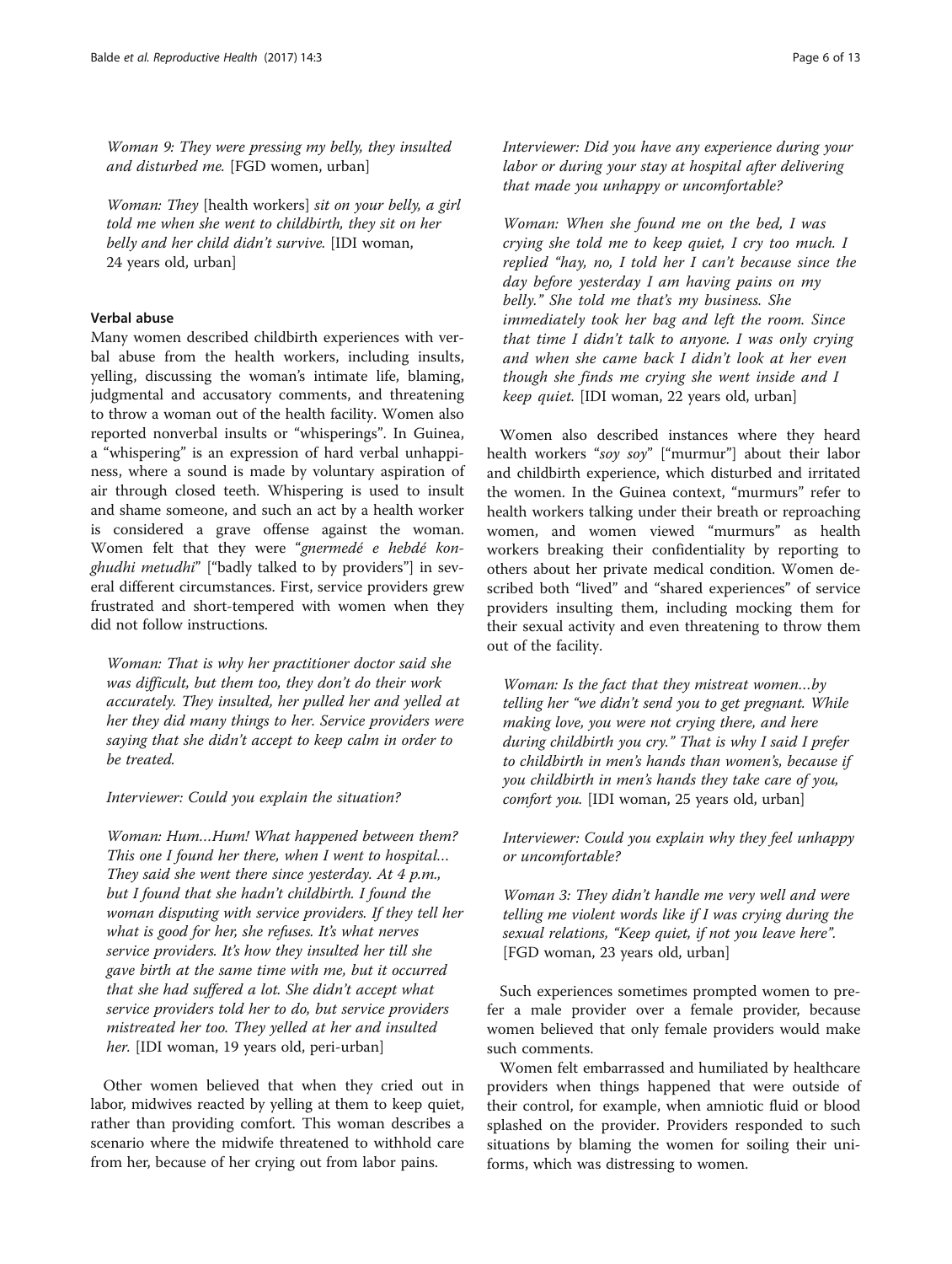*Woman 9: They were pressing my belly, they insulted and disturbed me.* [FGD women, urban]

*Woman: They* [health workers] *sit on your belly, a girl told me when she went to childbirth, they sit on her belly and her child didn't survive.* [IDI woman, 24 years old, urban]

### Verbal abuse

Many women described childbirth experiences with verbal abuse from the health workers, including insults, yelling, discussing the woman's intimate life, blaming, judgmental and accusatory comments, and threatening to throw a woman out of the health facility. Women also reported nonverbal insults or "whisperings". In Guinea, a "whispering" is an expression of hard verbal unhappiness, where a sound is made by voluntary aspiration of air through closed teeth. Whispering is used to insult and shame someone, and such an act by a health worker is considered a grave offense against the woman. Women felt that they were "*gnermedé e hebdé konghudhi metudhi*" ["badly talked to by providers"] in several different circumstances. First, service providers grew frustrated and short-tempered with women when they did not follow instructions.

*Woman: That is why her practitioner doctor said she was difficult, but them too, they don't do their work accurately. They insulted, her pulled her and yelled at her they did many things to her. Service providers were saying that she didn't accept to keep calm in order to be treated.*

*Interviewer: Could you explain the situation?*

*Woman: Hum…Hum! What happened between them? This one I found her there, when I went to hospital… They said she went there since yesterday. At 4 p.m., but I found that she hadn't childbirth. I found the woman disputing with service providers. If they tell her what is good for her, she refuses. It's what nerves service providers. It's how they insulted her till she gave birth at the same time with me, but it occurred that she had suffered a lot. She didn't accept what service providers told her to do, but service providers mistreated her too. They yelled at her and insulted her.* [IDI woman, 19 years old, peri-urban]

Other women believed that when they cried out in labor, midwives reacted by yelling at them to keep quiet, rather than providing comfort. This woman describes a scenario where the midwife threatened to withhold care from her, because of her crying out from labor pains.

*Interviewer: Did you have any experience during your labor or during your stay at hospital after delivering that made you unhappy or uncomfortable?*

*Woman: When she found me on the bed, I was crying she told me to keep quiet, I cry too much. I replied "hay, no, I told her I can't because since the day before yesterday I am having pains on my belly." She told me that's my business. She immediately took her bag and left the room. Since that time I didn't talk to anyone. I was only crying and when she came back I didn't look at her even though she finds me crying she went inside and I keep quiet.* [IDI woman, 22 years old, urban]

Women also described instances where they heard health workers "*soy soy*" ["murmur"] about their labor and childbirth experience, which disturbed and irritated the women. In the Guinea context, "murmurs" refer to health workers talking under their breath or reproaching women, and women viewed "murmurs" as health workers breaking their confidentiality by reporting to others about her private medical condition. Women described both "lived" and "shared experiences" of service providers insulting them, including mocking them for their sexual activity and even threatening to throw them out of the facility.

*Woman: Is the fact that they mistreat women…by telling her "we didn't send you to get pregnant. While making love, you were not crying there, and here during childbirth you cry." That is why I said I prefer to childbirth in men's hands than women's, because if you childbirth in men's hands they take care of you, comfort you.* [IDI woman, 25 years old, urban]

*Interviewer: Could you explain why they feel unhappy or uncomfortable?*

*Woman 3: They didn't handle me very well and were telling me violent words like if I was crying during the sexual relations, "Keep quiet, if not you leave here".* [FGD woman, 23 years old, urban]

Such experiences sometimes prompted women to prefer a male provider over a female provider, because women believed that only female providers would make such comments.

Women felt embarrassed and humiliated by healthcare providers when things happened that were outside of their control, for example, when amniotic fluid or blood splashed on the provider. Providers responded to such situations by blaming the women for soiling their uniforms, which was distressing to women.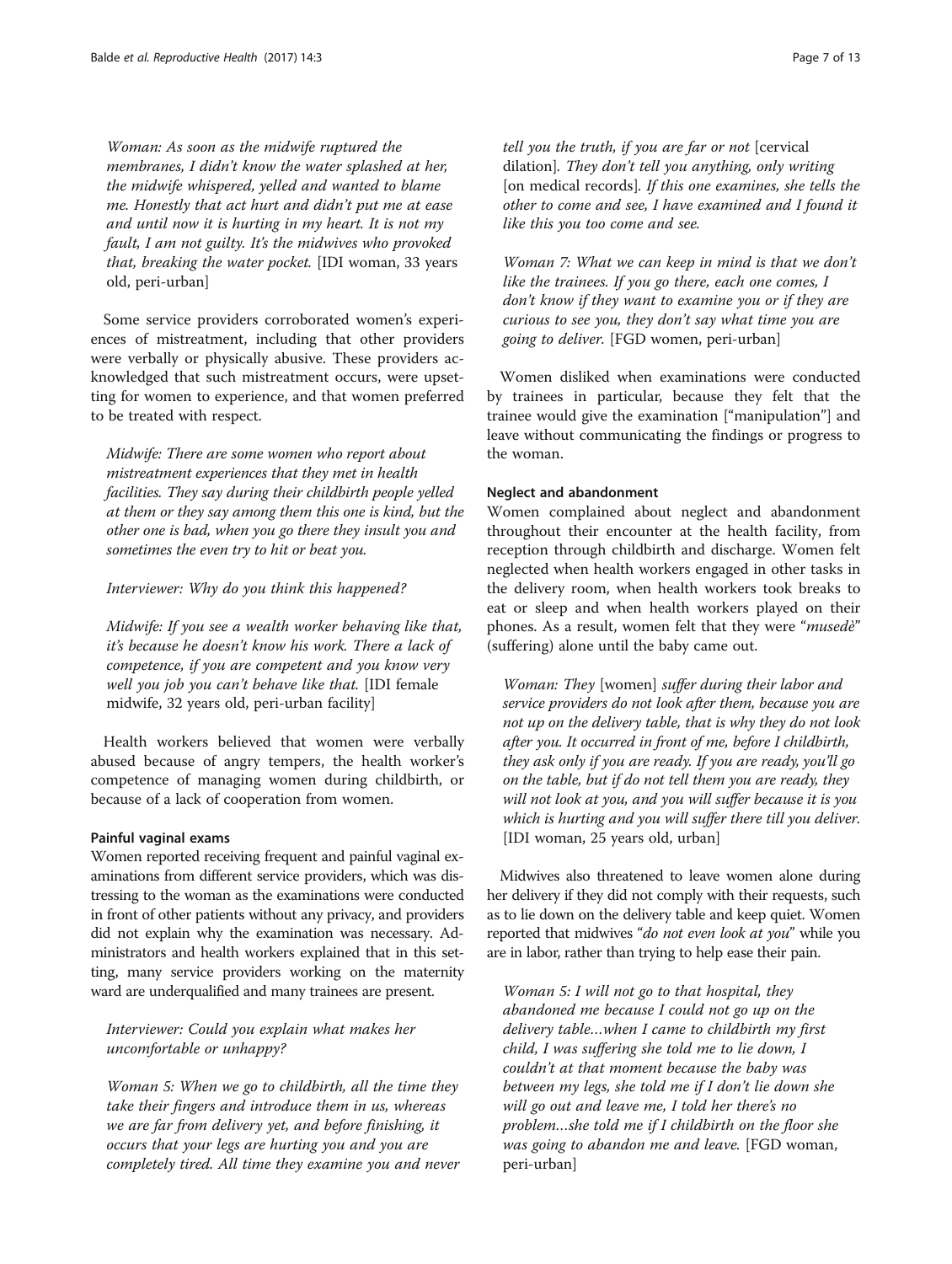*Woman: As soon as the midwife ruptured the membranes, I didn't know the water splashed at her, the midwife whispered, yelled and wanted to blame me. Honestly that act hurt and didn't put me at ease and until now it is hurting in my heart. It is not my fault, I am not guilty. It's the midwives who provoked that, breaking the water pocket.* [IDI woman, 33 years old, peri-urban]

Some service providers corroborated women's experiences of mistreatment, including that other providers were verbally or physically abusive. These providers acknowledged that such mistreatment occurs, were upsetting for women to experience, and that women preferred to be treated with respect.

*Midwife: There are some women who report about mistreatment experiences that they met in health facilities. They say during their childbirth people yelled at them or they say among them this one is kind, but the other one is bad, when you go there they insult you and sometimes the even try to hit or beat you.*

*Interviewer: Why do you think this happened?*

*Midwife: If you see a wealth worker behaving like that, it's because he doesn't know his work. There a lack of competence, if you are competent and you know very well you job you can't behave like that.* [IDI female midwife, 32 years old, peri-urban facility]

Health workers believed that women were verbally abused because of angry tempers, the health worker's competence of managing women during childbirth, or because of a lack of cooperation from women.

#### Painful vaginal exams

Women reported receiving frequent and painful vaginal examinations from different service providers, which was distressing to the woman as the examinations were conducted in front of other patients without any privacy, and providers did not explain why the examination was necessary. Administrators and health workers explained that in this setting, many service providers working on the maternity ward are underqualified and many trainees are present.

*Interviewer: Could you explain what makes her uncomfortable or unhappy?*

*Woman 5: When we go to childbirth, all the time they take their fingers and introduce them in us, whereas we are far from delivery yet, and before finishing, it occurs that your legs are hurting you and you are completely tired. All time they examine you and never tell you the truth, if you are far or not* [cervical dilation]*. They don't tell you anything, only writing* [on medical records]*. If this one examines, she tells the other to come and see, I have examined and I found it like this you too come and see.*

*Woman 7: What we can keep in mind is that we don't like the trainees. If you go there, each one comes, I don't know if they want to examine you or if they are curious to see you, they don't say what time you are going to deliver.* [FGD women, peri-urban]

Women disliked when examinations were conducted by trainees in particular, because they felt that the trainee would give the examination ["manipulation"] and leave without communicating the findings or progress to the woman.

#### Neglect and abandonment

Women complained about neglect and abandonment throughout their encounter at the health facility, from reception through childbirth and discharge. Women felt neglected when health workers engaged in other tasks in the delivery room, when health workers took breaks to eat or sleep and when health workers played on their phones. As a result, women felt that they were "*musedè*" (suffering) alone until the baby came out.

*Woman: They* [women] *suffer during their labor and service providers do not look after them, because you are not up on the delivery table, that is why they do not look after you. It occurred in front of me, before I childbirth, they ask only if you are ready. If you are ready, you'll go on the table, but if do not tell them you are ready, they will not look at you, and you will suffer because it is you which is hurting and you will suffer there till you deliver.* [IDI woman, 25 years old, urban]

Midwives also threatened to leave women alone during her delivery if they did not comply with their requests, such as to lie down on the delivery table and keep quiet. Women reported that midwives "*do not even look at you*" while you are in labor, rather than trying to help ease their pain.

*Woman 5: I will not go to that hospital, they abandoned me because I could not go up on the delivery table…when I came to childbirth my first child, I was suffering she told me to lie down, I couldn't at that moment because the baby was between my legs, she told me if I don't lie down she will go out and leave me, I told her there's no problem…she told me if I childbirth on the floor she was going to abandon me and leave.* [FGD woman, peri-urban]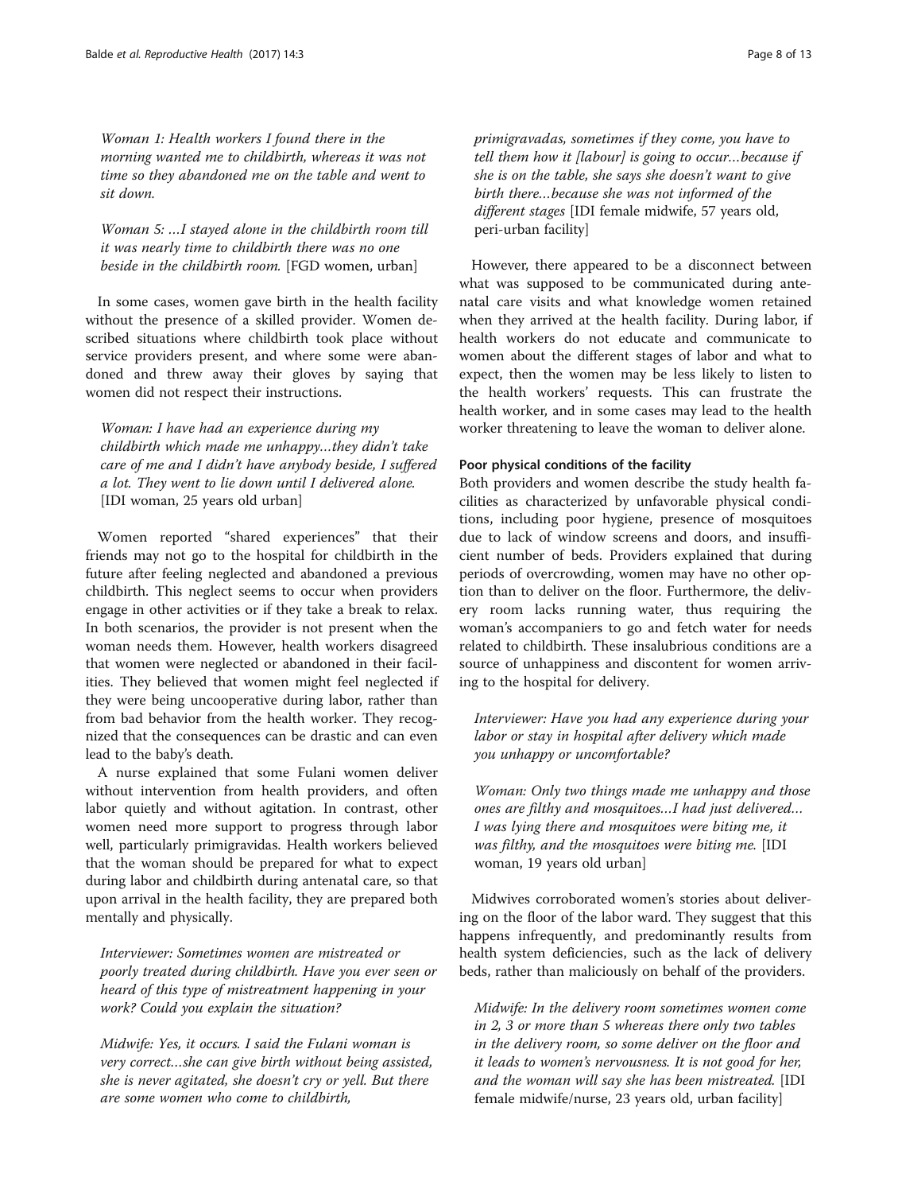*Woman 1: Health workers I found there in the morning wanted me to childbirth, whereas it was not time so they abandoned me on the table and went to sit down.*

*Woman 5: …I stayed alone in the childbirth room till it was nearly time to childbirth there was no one beside in the childbirth room.* [FGD women, urban]

In some cases, women gave birth in the health facility without the presence of a skilled provider. Women described situations where childbirth took place without service providers present, and where some were abandoned and threw away their gloves by saying that women did not respect their instructions.

*Woman: I have had an experience during my childbirth which made me unhappy…they didn't take care of me and I didn't have anybody beside, I suffered a lot. They went to lie down until I delivered alone.* [IDI woman, 25 years old urban]

Women reported "shared experiences" that their friends may not go to the hospital for childbirth in the future after feeling neglected and abandoned a previous childbirth. This neglect seems to occur when providers engage in other activities or if they take a break to relax. In both scenarios, the provider is not present when the woman needs them. However, health workers disagreed that women were neglected or abandoned in their facilities. They believed that women might feel neglected if they were being uncooperative during labor, rather than from bad behavior from the health worker. They recognized that the consequences can be drastic and can even lead to the baby's death.

A nurse explained that some Fulani women deliver without intervention from health providers, and often labor quietly and without agitation. In contrast, other women need more support to progress through labor well, particularly primigravidas. Health workers believed that the woman should be prepared for what to expect during labor and childbirth during antenatal care, so that upon arrival in the health facility, they are prepared both mentally and physically.

*Interviewer: Sometimes women are mistreated or poorly treated during childbirth. Have you ever seen or heard of this type of mistreatment happening in your work? Could you explain the situation?*

*Midwife: Yes, it occurs. I said the Fulani woman is very correct…she can give birth without being assisted, she is never agitated, she doesn't cry or yell. But there are some women who come to childbirth, primigravadas, sometimes if they come, you have to tell them how it [labour] is going to occur…because if she is on the table, she says she doesn't want to give birth there…because she was not informed of the different stages* [IDI female midwife, 57 years old, peri-urban facility]

However, there appeared to be a disconnect between what was supposed to be communicated during antenatal care visits and what knowledge women retained when they arrived at the health facility. During labor, if health workers do not educate and communicate to women about the different stages of labor and what to expect, then the women may be less likely to listen to the health workers' requests. This can frustrate the health worker, and in some cases may lead to the health worker threatening to leave the woman to deliver alone.

#### Poor physical conditions of the facility

Both providers and women describe the study health facilities as characterized by unfavorable physical conditions, including poor hygiene, presence of mosquitoes due to lack of window screens and doors, and insufficient number of beds. Providers explained that during periods of overcrowding, women may have no other option than to deliver on the floor. Furthermore, the delivery room lacks running water, thus requiring the woman's accompaniers to go and fetch water for needs related to childbirth. These insalubrious conditions are a source of unhappiness and discontent for women arriving to the hospital for delivery.

*Interviewer: Have you had any experience during your labor or stay in hospital after delivery which made you unhappy or uncomfortable?*

*Woman: Only two things made me unhappy and those ones are filthy and mosquitoes…I had just delivered… I was lying there and mosquitoes were biting me, it was filthy, and the mosquitoes were biting me.* [IDI woman, 19 years old urban]

Midwives corroborated women's stories about delivering on the floor of the labor ward. They suggest that this happens infrequently, and predominantly results from health system deficiencies, such as the lack of delivery beds, rather than maliciously on behalf of the providers.

*Midwife: In the delivery room sometimes women come in 2, 3 or more than 5 whereas there only two tables in the delivery room, so some deliver on the floor and it leads to women's nervousness. It is not good for her, and the woman will say she has been mistreated.* [IDI female midwife/nurse, 23 years old, urban facility]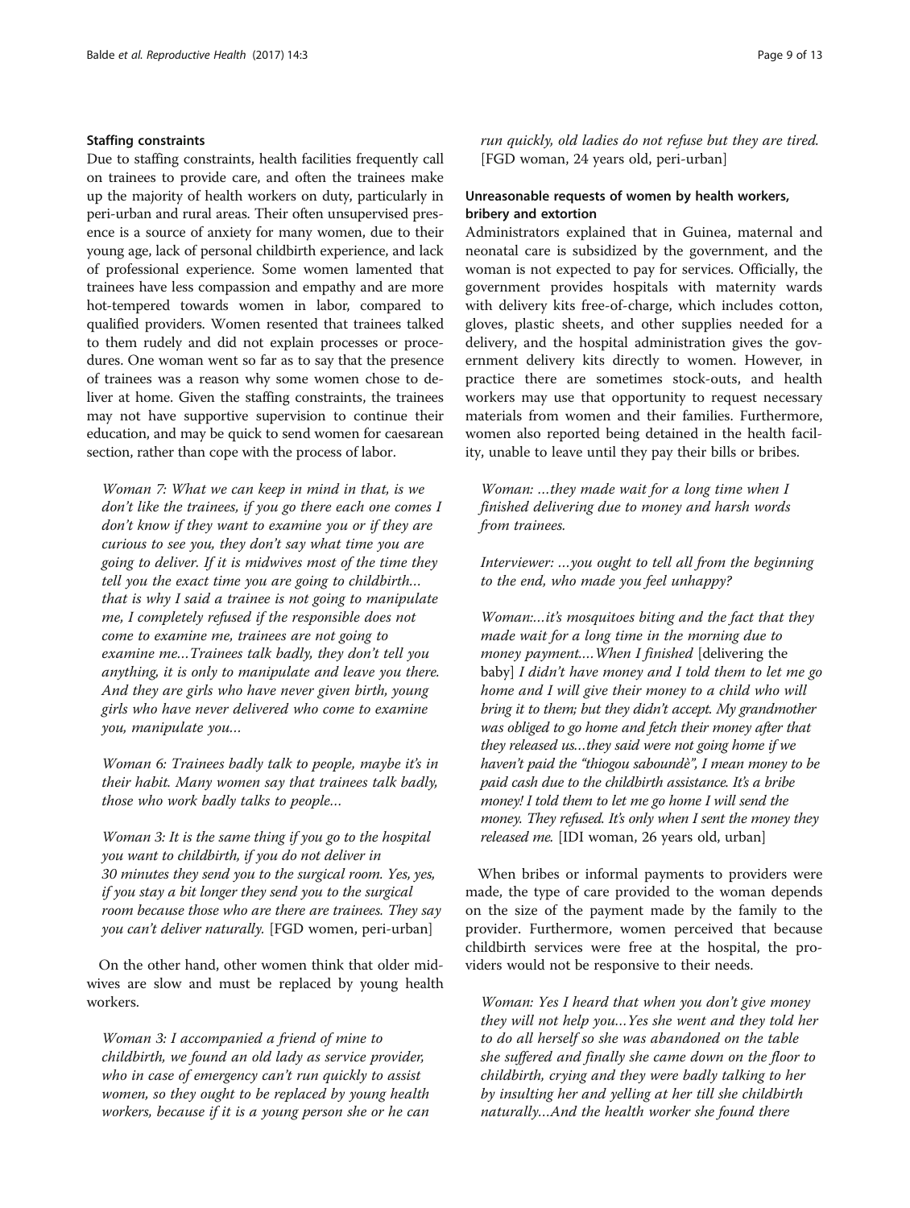### Staffing constraints

Due to staffing constraints, health facilities frequently call on trainees to provide care, and often the trainees make up the majority of health workers on duty, particularly in peri-urban and rural areas. Their often unsupervised presence is a source of anxiety for many women, due to their young age, lack of personal childbirth experience, and lack of professional experience. Some women lamented that trainees have less compassion and empathy and are more hot-tempered towards women in labor, compared to qualified providers. Women resented that trainees talked to them rudely and did not explain processes or procedures. One woman went so far as to say that the presence of trainees was a reason why some women chose to deliver at home. Given the staffing constraints, the trainees may not have supportive supervision to continue their education, and may be quick to send women for caesarean section, rather than cope with the process of labor.

> *Woman 7: What we can keep in mind in that, is we don't like the trainees, if you go there each one comes I don't know if they want to examine you or if they are curious to see you, they don't say what time you are going to deliver. If it is midwives most of the time they tell you the exact time you are going to childbirth… that is why I said a trainee is not going to manipulate me, I completely refused if the responsible does not come to examine me, trainees are not going to examine me…Trainees talk badly, they don't tell you anything, it is only to manipulate and leave you there. And they are girls who have never given birth, young girls who have never delivered who come to examine you, manipulate you…*
>
> *Woman 6: Trainees badly talk to people, maybe it's in their habit. Many women say that trainees talk badly, those who work badly talks to people…*
>
> *Woman 3: It is the same thing if you go to the hospital you want to childbirth, if you do not deliver in 30 minutes they send you to the surgical room. Yes, yes, if you stay a bit longer they send you to the surgical room because those who are there are trainees. They say you can't deliver naturally.* [FGD women, peri-urban]

On the other hand, other women think that older midwives are slow and must be replaced by young health workers.

> *Woman 3: I accompanied a friend of mine to childbirth, we found an old lady as service provider, who in case of emergency can't run quickly to assist women, so they ought to be replaced by young health workers, because if it is a young person she or he can run quickly, old ladies do not refuse but they are tired.* [FGD woman, 24 years old, peri-urban]

### Unreasonable requests of women by health workers, bribery and extortion

Administrators explained that in Guinea, maternal and neonatal care is subsidized by the government, and the woman is not expected to pay for services. Officially, the government provides hospitals with maternity wards with delivery kits free-of-charge, which includes cotton, gloves, plastic sheets, and other supplies needed for a delivery, and the hospital administration gives the government delivery kits directly to women. However, in practice there are sometimes stock-outs, and health workers may use that opportunity to request necessary materials from women and their families. Furthermore, women also reported being detained in the health facility, unable to leave until they pay their bills or bribes.

> *Woman: …they made wait for a long time when I finished delivering due to money and harsh words from trainees.*
>
> *Interviewer: …you ought to tell all from the beginning to the end, who made you feel unhappy?*
>
> *Woman:…it's mosquitoes biting and the fact that they made wait for a long time in the morning due to money payment.…When I finished* [delivering the baby] *I didn't have money and I told them to let me go home and I will give their money to a child who will bring it to them; but they didn't accept. My grandmother was obliged to go home and fetch their money after that they released us…they said were not going home if we haven't paid the "thiogou saboundè", I mean money to be paid cash due to the childbirth assistance. It's a bribe money! I told them to let me go home I will send the money. They refused. It's only when I sent the money they released me.* [IDI woman, 26 years old, urban]

When bribes or informal payments to providers were made, the type of care provided to the woman depends on the size of the payment made by the family to the provider. Furthermore, women perceived that because childbirth services were free at the hospital, the providers would not be responsive to their needs.

> *Woman: Yes I heard that when you don't give money they will not help you…Yes she went and they told her to do all herself so she was abandoned on the table she suffered and finally she came down on the floor to childbirth, crying and they were badly talking to her by insulting her and yelling at her till she childbirth naturally…And the health worker she found there*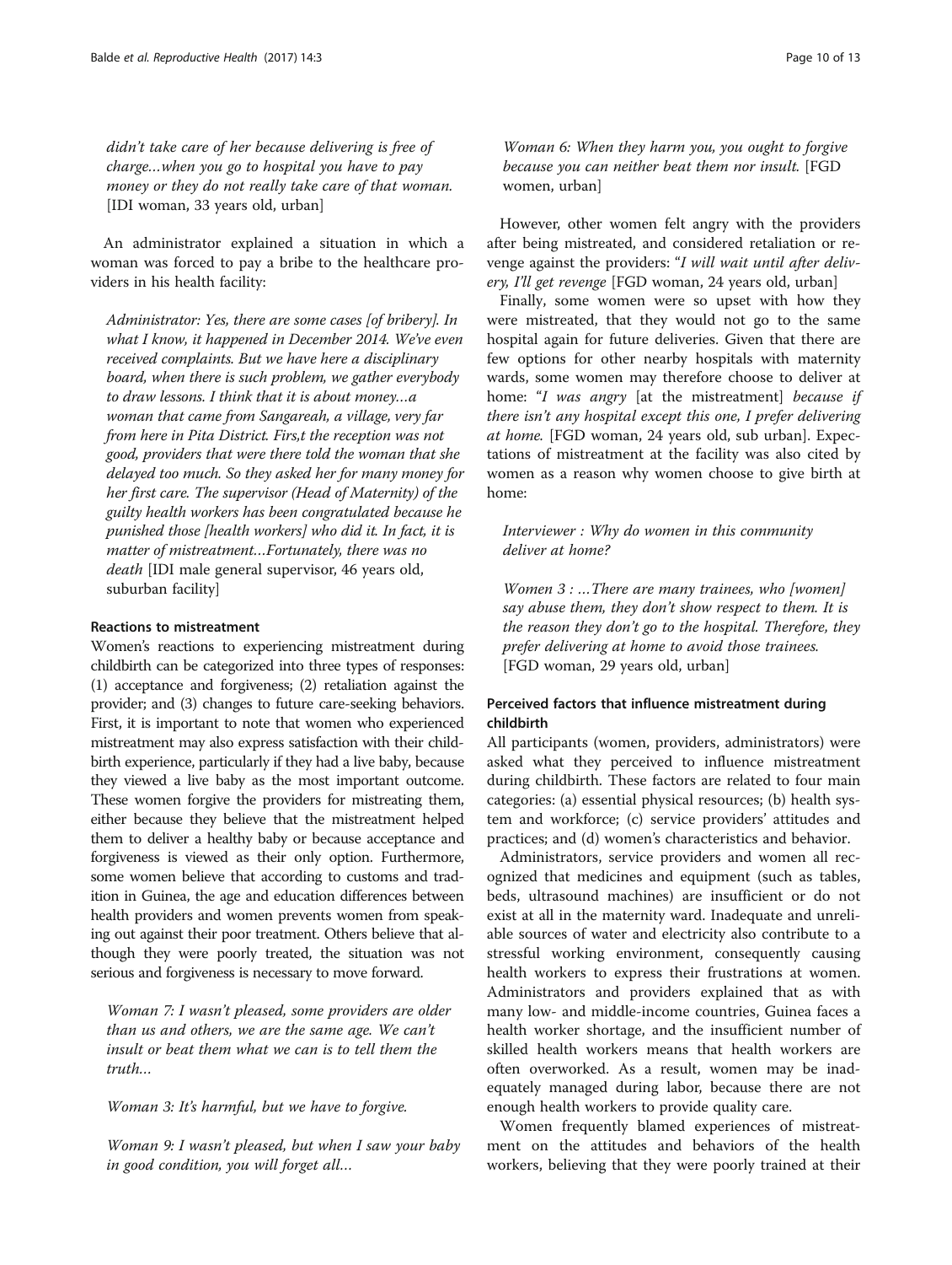*didn't take care of her because delivering is free of charge…when you go to hospital you have to pay money or they do not really take care of that woman.* [IDI woman, 33 years old, urban]

An administrator explained a situation in which a woman was forced to pay a bribe to the healthcare providers in his health facility:

*Administrator: Yes, there are some cases [of bribery]. In what I know, it happened in December 2014. We've even received complaints. But we have here a disciplinary board, when there is such problem, we gather everybody to draw lessons. I think that it is about money…a woman that came from Sangareah, a village, very far from here in Pita District. Firs,t the reception was not good, providers that were there told the woman that she delayed too much. So they asked her for many money for her first care. The supervisor (Head of Maternity) of the guilty health workers has been congratulated because he punished those [health workers] who did it. In fact, it is matter of mistreatment…Fortunately, there was no death* [IDI male general supervisor, 46 years old, suburban facility]

#### Reactions to mistreatment

Women's reactions to experiencing mistreatment during childbirth can be categorized into three types of responses: (1) acceptance and forgiveness; (2) retaliation against the provider; and (3) changes to future care-seeking behaviors. First, it is important to note that women who experienced mistreatment may also express satisfaction with their childbirth experience, particularly if they had a live baby, because they viewed a live baby as the most important outcome. These women forgive the providers for mistreating them, either because they believe that the mistreatment helped them to deliver a healthy baby or because acceptance and forgiveness is viewed as their only option. Furthermore, some women believe that according to customs and tradition in Guinea, the age and education differences between health providers and women prevents women from speaking out against their poor treatment. Others believe that although they were poorly treated, the situation was not serious and forgiveness is necessary to move forward.

*Woman 7: I wasn't pleased, some providers are older than us and others, we are the same age. We can't insult or beat them what we can is to tell them the truth…*

*Woman 3: It's harmful, but we have to forgive.*

*Woman 9: I wasn't pleased, but when I saw your baby in good condition, you will forget all…*

*Woman 6: When they harm you, you ought to forgive because you can neither beat them nor insult.* [FGD women, urban]

However, other women felt angry with the providers after being mistreated, and considered retaliation or revenge against the providers: "*I will wait until after delivery, I'll get revenge* [FGD woman, 24 years old, urban]

Finally, some women were so upset with how they were mistreated, that they would not go to the same hospital again for future deliveries. Given that there are few options for other nearby hospitals with maternity wards, some women may therefore choose to deliver at home: "*I was angry* [at the mistreatment] *because if there isn't any hospital except this one, I prefer delivering at home.* [FGD woman, 24 years old, sub urban]. Expectations of mistreatment at the facility was also cited by women as a reason why women choose to give birth at home:

*Interviewer : Why do women in this community deliver at home?*

*Women 3 : …There are many trainees, who [women] say abuse them, they don't show respect to them. It is the reason they don't go to the hospital. Therefore, they prefer delivering at home to avoid those trainees.* [FGD woman, 29 years old, urban]

#### Perceived factors that influence mistreatment during childbirth

All participants (women, providers, administrators) were asked what they perceived to influence mistreatment during childbirth. These factors are related to four main categories: (a) essential physical resources; (b) health system and workforce; (c) service providers' attitudes and practices; and (d) women's characteristics and behavior.

Administrators, service providers and women all recognized that medicines and equipment (such as tables, beds, ultrasound machines) are insufficient or do not exist at all in the maternity ward. Inadequate and unreliable sources of water and electricity also contribute to a stressful working environment, consequently causing health workers to express their frustrations at women. Administrators and providers explained that as with many low- and middle-income countries, Guinea faces a health worker shortage, and the insufficient number of skilled health workers means that health workers are often overworked. As a result, women may be inadequately managed during labor, because there are not enough health workers to provide quality care.

Women frequently blamed experiences of mistreatment on the attitudes and behaviors of the health workers, believing that they were poorly trained at their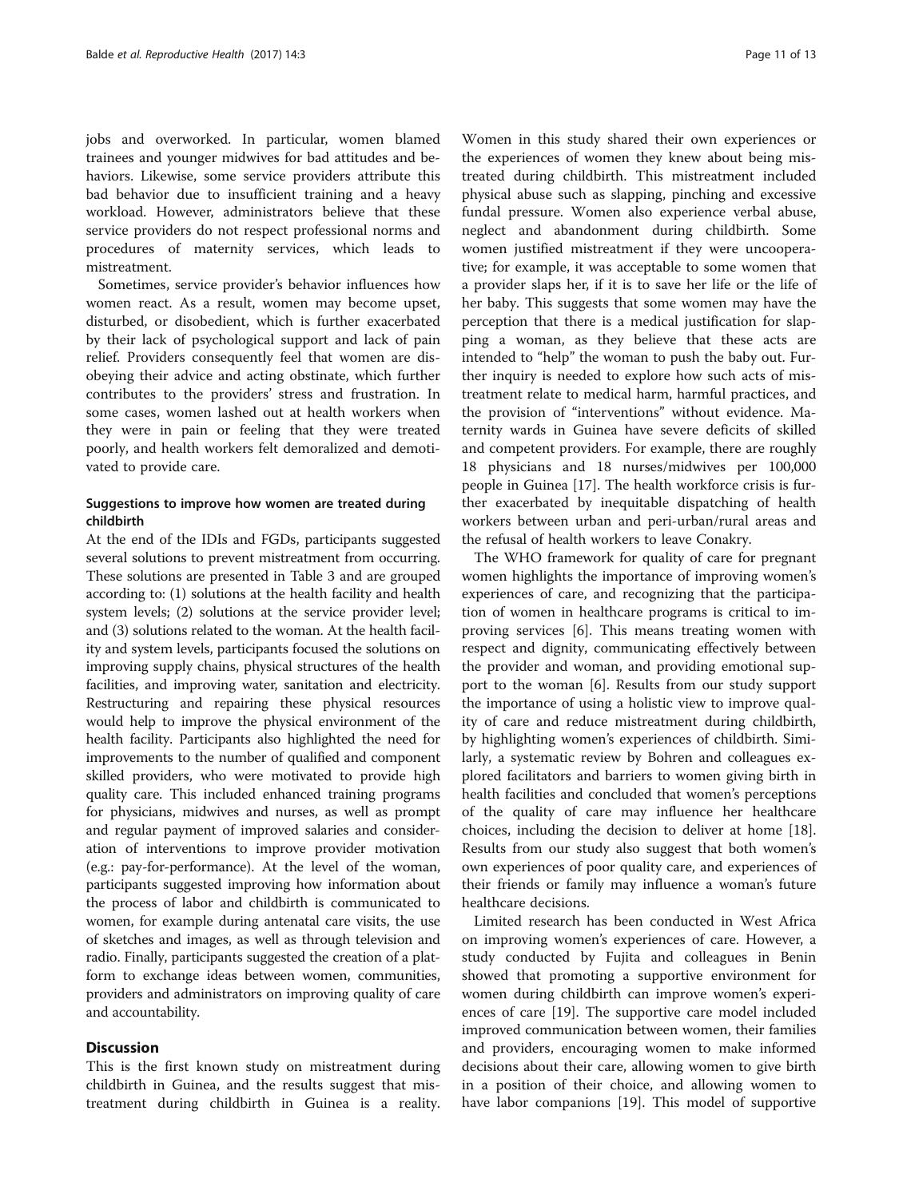jobs and overworked. In particular, women blamed trainees and younger midwives for bad attitudes and behaviors. Likewise, some service providers attribute this bad behavior due to insufficient training and a heavy workload. However, administrators believe that these service providers do not respect professional norms and procedures of maternity services, which leads to mistreatment.

Sometimes, service provider's behavior influences how women react. As a result, women may become upset, disturbed, or disobedient, which is further exacerbated by their lack of psychological support and lack of pain relief. Providers consequently feel that women are disobeying their advice and acting obstinate, which further contributes to the providers' stress and frustration. In some cases, women lashed out at health workers when they were in pain or feeling that they were treated poorly, and health workers felt demoralized and demotivated to provide care.

### Suggestions to improve how women are treated during childbirth

At the end of the IDIs and FGDs, participants suggested several solutions to prevent mistreatment from occurring. These solutions are presented in Table 3 and are grouped according to: (1) solutions at the health facility and health system levels; (2) solutions at the service provider level; and (3) solutions related to the woman. At the health facility and system levels, participants focused the solutions on improving supply chains, physical structures of the health facilities, and improving water, sanitation and electricity. Restructuring and repairing these physical resources would help to improve the physical environment of the health facility. Participants also highlighted the need for improvements to the number of qualified and component skilled providers, who were motivated to provide high quality care. This included enhanced training programs for physicians, midwives and nurses, as well as prompt and regular payment of improved salaries and consideration of interventions to improve provider motivation (e.g.: pay-for-performance). At the level of the woman, participants suggested improving how information about the process of labor and childbirth is communicated to women, for example during antenatal care visits, the use of sketches and images, as well as through television and radio. Finally, participants suggested the creation of a platform to exchange ideas between women, communities, providers and administrators on improving quality of care and accountability.

## Discussion

This is the first known study on mistreatment during childbirth in Guinea, and the results suggest that mistreatment during childbirth in Guinea is a reality. Women in this study shared their own experiences or the experiences of women they knew about being mistreated during childbirth. This mistreatment included physical abuse such as slapping, pinching and excessive fundal pressure. Women also experience verbal abuse, neglect and abandonment during childbirth. Some women justified mistreatment if they were uncooperative; for example, it was acceptable to some women that a provider slaps her, if it is to save her life or the life of her baby. This suggests that some women may have the perception that there is a medical justification for slapping a woman, as they believe that these acts are intended to "help" the woman to push the baby out. Further inquiry is needed to explore how such acts of mistreatment relate to medical harm, harmful practices, and the provision of "interventions" without evidence. Maternity wards in Guinea have severe deficits of skilled and competent providers. For example, there are roughly 18 physicians and 18 nurses/midwives per 100,000 people in Guinea [17]. The health workforce crisis is further exacerbated by inequitable dispatching of health workers between urban and peri-urban/rural areas and the refusal of health workers to leave Conakry.

The WHO framework for quality of care for pregnant women highlights the importance of improving women's experiences of care, and recognizing that the participation of women in healthcare programs is critical to improving services [6]. This means treating women with respect and dignity, communicating effectively between the provider and woman, and providing emotional support to the woman [6]. Results from our study support the importance of using a holistic view to improve quality of care and reduce mistreatment during childbirth, by highlighting women's experiences of childbirth. Similarly, a systematic review by Bohren and colleagues explored facilitators and barriers to women giving birth in health facilities and concluded that women's perceptions of the quality of care may influence her healthcare choices, including the decision to deliver at home [18]. Results from our study also suggest that both women's own experiences of poor quality care, and experiences of their friends or family may influence a woman's future healthcare decisions.

Limited research has been conducted in West Africa on improving women's experiences of care. However, a study conducted by Fujita and colleagues in Benin showed that promoting a supportive environment for women during childbirth can improve women's experiences of care [19]. The supportive care model included improved communication between women, their families and providers, encouraging women to make informed decisions about their care, allowing women to give birth in a position of their choice, and allowing women to have labor companions [19]. This model of supportive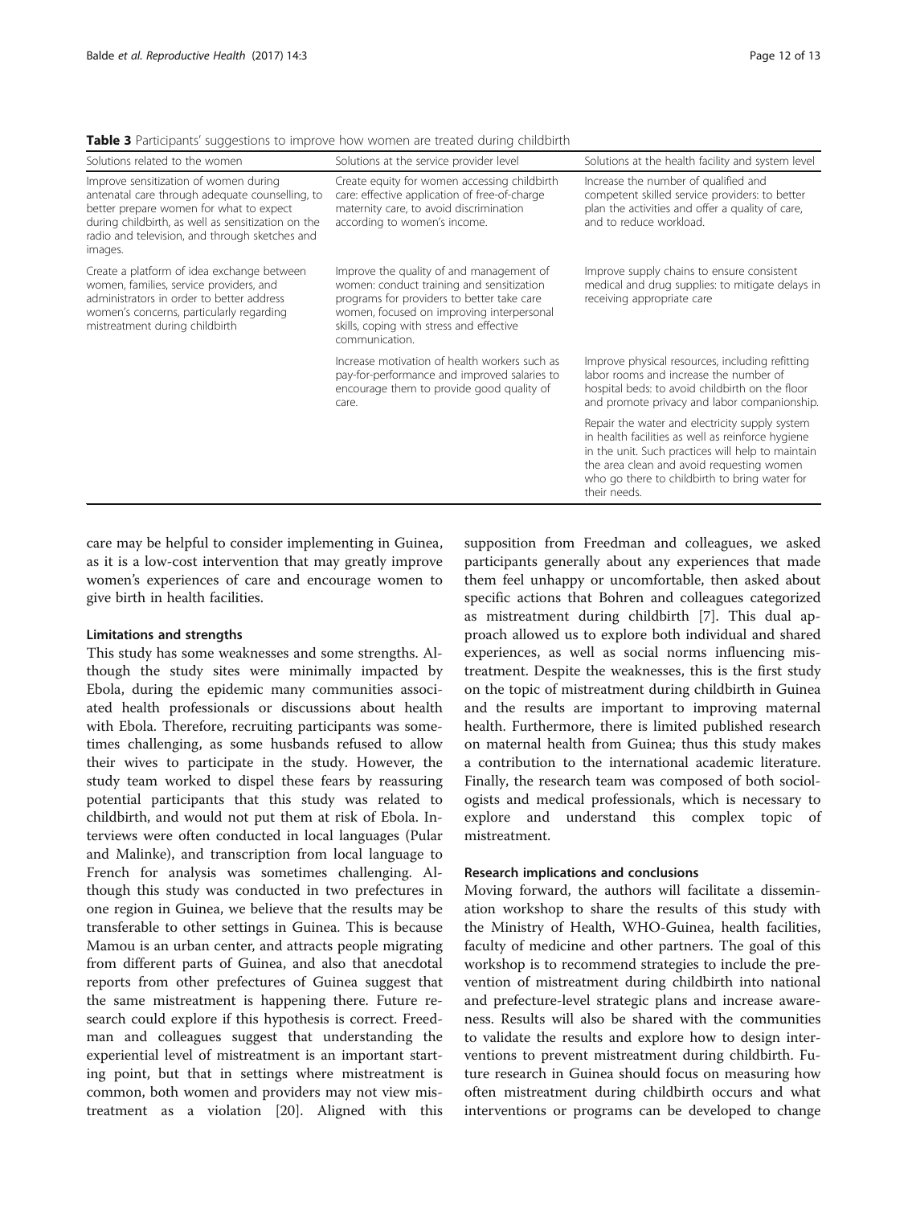**Table 3** Participants' suggestions to improve how women are treated during childbirth

| Solutions related to the women | Solutions at the service provider level | Solutions at the health facility and system level |
|---|---|---|
| Improve sensitization of women during antenatal care through adequate counselling, to better prepare women for what to expect during childbirth, as well as sensitization on the radio and television, and through sketches and images. | Create equity for women accessing childbirth care: effective application of free-of-charge maternity care, to avoid discrimination according to women's income. | Increase the number of qualified and competent skilled service providers: to better plan the activities and offer a quality of care, and to reduce workload. |
| Create a platform of idea exchange between women, families, service providers, and administrators in order to better address women's concerns, particularly regarding mistreatment during childbirth | Improve the quality of and management of women: conduct training and sensitization programs for providers to better take care women, focused on improving interpersonal skills, coping with stress and effective communication. | Improve supply chains to ensure consistent medical and drug supplies: to mitigate delays in receiving appropriate care |
| | Increase motivation of health workers such as pay-for-performance and improved salaries to encourage them to provide good quality of care. | Improve physical resources, including refitting labor rooms and increase the number of hospital beds: to avoid childbirth on the floor and promote privacy and labor companionship. |
| | | Repair the water and electricity supply system in health facilities as well as reinforce hygiene in the unit. Such practices will help to maintain the area clean and avoid requesting women who go there to childbirth to bring water for their needs. |

care may be helpful to consider implementing in Guinea, as it is a low-cost intervention that may greatly improve women's experiences of care and encourage women to give birth in health facilities.

### Limitations and strengths

This study has some weaknesses and some strengths. Although the study sites were minimally impacted by Ebola, during the epidemic many communities associated health professionals or discussions about health with Ebola. Therefore, recruiting participants was sometimes challenging, as some husbands refused to allow their wives to participate in the study. However, the study team worked to dispel these fears by reassuring potential participants that this study was related to childbirth, and would not put them at risk of Ebola. Interviews were often conducted in local languages (Pular and Malinke), and transcription from local language to French for analysis was sometimes challenging. Although this study was conducted in two prefectures in one region in Guinea, we believe that the results may be transferable to other settings in Guinea. This is because Mamou is an urban center, and attracts people migrating from different parts of Guinea, and also that anecdotal reports from other prefectures of Guinea suggest that the same mistreatment is happening there. Future research could explore if this hypothesis is correct. Freedman and colleagues suggest that understanding the experiential level of mistreatment is an important starting point, but that in settings where mistreatment is common, both women and providers may not view mistreatment as a violation [20]. Aligned with this supposition from Freedman and colleagues, we asked participants generally about any experiences that made them feel unhappy or uncomfortable, then asked about specific actions that Bohren and colleagues categorized as mistreatment during childbirth [7]. This dual approach allowed us to explore both individual and shared experiences, as well as social norms influencing mistreatment. Despite the weaknesses, this is the first study on the topic of mistreatment during childbirth in Guinea and the results are important to improving maternal health. Furthermore, there is limited published research on maternal health from Guinea; thus this study makes a contribution to the international academic literature. Finally, the research team was composed of both sociologists and medical professionals, which is necessary to explore and understand this complex topic of mistreatment.

### Research implications and conclusions

Moving forward, the authors will facilitate a dissemination workshop to share the results of this study with the Ministry of Health, WHO-Guinea, health facilities, faculty of medicine and other partners. The goal of this workshop is to recommend strategies to include the prevention of mistreatment during childbirth into national and prefecture-level strategic plans and increase awareness. Results will also be shared with the communities to validate the results and explore how to design interventions to prevent mistreatment during childbirth. Future research in Guinea should focus on measuring how often mistreatment during childbirth occurs and what interventions or programs can be developed to change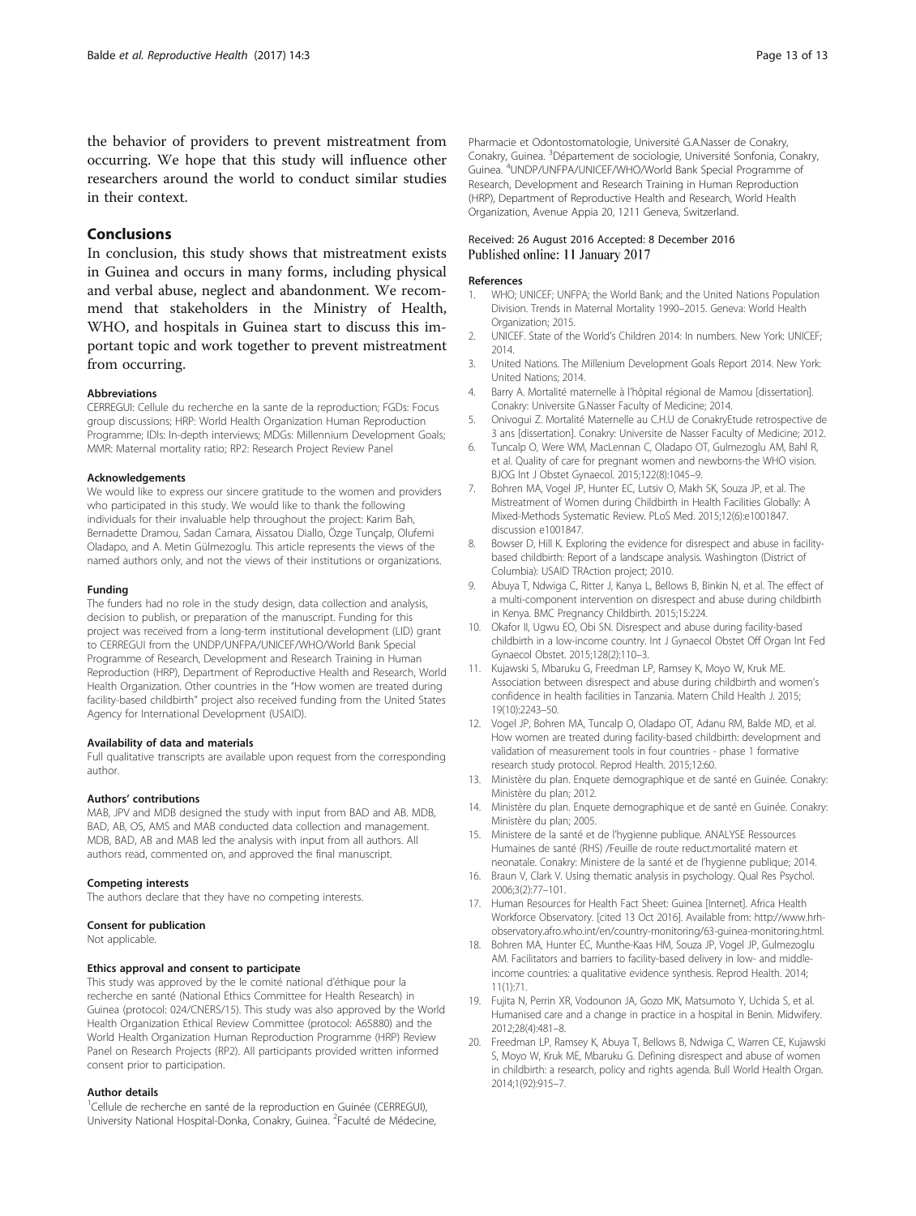the behavior of providers to prevent mistreatment from occurring. We hope that this study will influence other researchers around the world to conduct similar studies in their context.

## Conclusions

In conclusion, this study shows that mistreatment exists in Guinea and occurs in many forms, including physical and verbal abuse, neglect and abandonment. We recommend that stakeholders in the Ministry of Health, WHO, and hospitals in Guinea start to discuss this important topic and work together to prevent mistreatment from occurring.

#### Abbreviations

CERREGUI: Cellule du recherche en la sante de la reproduction; FGDs: Focus group discussions; HRP: World Health Organization Human Reproduction Programme; IDIs: In-depth interviews; MDGs: Millennium Development Goals; MMR: Maternal mortality ratio; RP2: Research Project Review Panel

#### Acknowledgements

We would like to express our sincere gratitude to the women and providers who participated in this study. We would like to thank the following individuals for their invaluable help throughout the project: Karim Bah, Bernadette Dramou, Sadan Camara, Aissatou Diallo, Özge Tunçalp, Olufemi Oladapo, and A. Metin Gülmezoglu. This article represents the views of the named authors only, and not the views of their institutions or organizations.

#### Funding

The funders had no role in the study design, data collection and analysis, decision to publish, or preparation of the manuscript. Funding for this project was received from a long-term institutional development (LID) grant to CERREGUI from the UNDP/UNFPA/UNICEF/WHO/World Bank Special Programme of Research, Development and Research Training in Human Reproduction (HRP), Department of Reproductive Health and Research, World Health Organization. Other countries in the "How women are treated during facility-based childbirth" project also received funding from the United States Agency for International Development (USAID).

#### Availability of data and materials

Full qualitative transcripts are available upon request from the corresponding author.

#### Authors' contributions

MAB, JPV and MDB designed the study with input from BAD and AB. MDB, BAD, AB, OS, AMS and MAB conducted data collection and management. MDB, BAD, AB and MAB led the analysis with input from all authors. All authors read, commented on, and approved the final manuscript.

#### Competing interests

The authors declare that they have no competing interests.

#### Consent for publication

Not applicable.

#### Ethics approval and consent to participate

This study was approved by the le comité national d'éthique pour la recherche en santé (National Ethics Committee for Health Research) in Guinea (protocol: 024/CNERS/15). This study was also approved by the World Health Organization Ethical Review Committee (protocol: A65880) and the World Health Organization Human Reproduction Programme (HRP) Review Panel on Research Projects (RP2). All participants provided written informed consent prior to participation.

#### Author details

[1]Cellule de recherche en santé de la reproduction en Guinée (CERREGUI), University National Hospital-Donka, Conakry, Guinea. [2]Faculté de Médecine, Pharmacie et Odontostomatologie, Université G.A.Nasser de Conakry, Conakry, Guinea. [3]Département de sociologie, Université Sonfonia, Conakry, Guinea. [4]UNDP/UNFPA/UNICEF/WHO/World Bank Special Programme of Research, Development and Research Training in Human Reproduction (HRP), Department of Reproductive Health and Research, World Health Organization, Avenue Appia 20, 1211 Geneva, Switzerland.

Received: 26 August 2016 Accepted: 8 December 2016
Published online: 11 January 2017

#### References

1. WHO; UNICEF; UNFPA; the World Bank; and the United Nations Population Division. Trends in Maternal Mortality 1990–2015. Geneva: World Health Organization; 2015.
2. UNICEF. State of the World's Children 2014: In numbers. New York: UNICEF; 2014.
3. United Nations. The Millenium Development Goals Report 2014. New York: United Nations; 2014.
4. Barry A. Mortalité maternelle à l'hôpital régional de Mamou [dissertation]. Conakry: Universite G.Nasser Faculty of Medicine; 2014.
5. Onivogui Z. Mortalité Maternelle au C.H.U de ConakryEtude retrospective de 3 ans [dissertation]. Conakry: Universite de Nasser Faculty of Medicine; 2012.
6. Tuncalp O, Were WM, MacLennan C, Oladapo OT, Gulmezoglu AM, Bahl R, et al. Quality of care for pregnant women and newborns-the WHO vision. BJOG Int J Obstet Gynaecol. 2015;122(8):1045–9.
7. Bohren MA, Vogel JP, Hunter EC, Lutsiv O, Makh SK, Souza JP, et al. The Mistreatment of Women during Childbirth in Health Facilities Globally: A Mixed-Methods Systematic Review. PLoS Med. 2015;12(6):e1001847. discussion e1001847.
8. Bowser D, Hill K. Exploring the evidence for disrespect and abuse in facility-based childbirth: Report of a landscape analysis. Washington (District of Columbia): USAID TRAction project; 2010.
9. Abuya T, Ndwiga C, Ritter J, Kanya L, Bellows B, Binkin N, et al. The effect of a multi-component intervention on disrespect and abuse during childbirth in Kenya. BMC Pregnancy Childbirth. 2015;15:224.
10. Okafor II, Ugwu EO, Obi SN. Disrespect and abuse during facility-based childbirth in a low-income country. Int J Gynaecol Obstet Off Organ Int Fed Gynaecol Obstet. 2015;128(2):110–3.
11. Kujawski S, Mbaruku G, Freedman LP, Ramsey K, Moyo W, Kruk ME. Association between disrespect and abuse during childbirth and women's confidence in health facilities in Tanzania. Matern Child Health J. 2015; 19(10):2243–50.
12. Vogel JP, Bohren MA, Tuncalp O, Oladapo OT, Adanu RM, Balde MD, et al. How women are treated during facility-based childbirth: development and validation of measurement tools in four countries - phase 1 formative research study protocol. Reprod Health. 2015;12:60.
13. Ministère du plan. Enquete demographique et de santé en Guinée. Conakry: Ministère du plan; 2012.
14. Ministère du plan. Enquete demographique et de santé en Guinée. Conakry: Ministère du plan; 2005.
15. Ministere de la santé et de l'hygienne publique. ANALYSE Ressources Humaines de santé (RHS) /Feuille de route reduct.mortalité matern et neonatale. Conakry: Ministere de la santé et de l'hygienne publique; 2014.
16. Braun V, Clark V. Using thematic analysis in psychology. Qual Res Psychol. 2006;3(2):77–101.
17. Human Resources for Health Fact Sheet: Guinea [Internet]. Africa Health Workforce Observatory. [cited 13 Oct 2016]. Available from: http://www.hrh-observatory.afro.who.int/en/country-monitoring/63-guinea-monitoring.html.
18. Bohren MA, Hunter EC, Munthe-Kaas HM, Souza JP, Vogel JP, Gulmezoglu AM. Facilitators and barriers to facility-based delivery in low- and middle-income countries: a qualitative evidence synthesis. Reprod Health. 2014; 11(1):71.
19. Fujita N, Perrin XR, Vodounon JA, Gozo MK, Matsumoto Y, Uchida S, et al. Humanised care and a change in practice in a hospital in Benin. Midwifery. 2012;28(4):481–8.
20. Freedman LP, Ramsey K, Abuya T, Bellows B, Ndwiga C, Warren CE, Kujawski S, Moyo W, Kruk ME, Mbaruku G. Defining disrespect and abuse of women in childbirth: a research, policy and rights agenda. Bull World Health Organ. 2014;1(92):915–7.